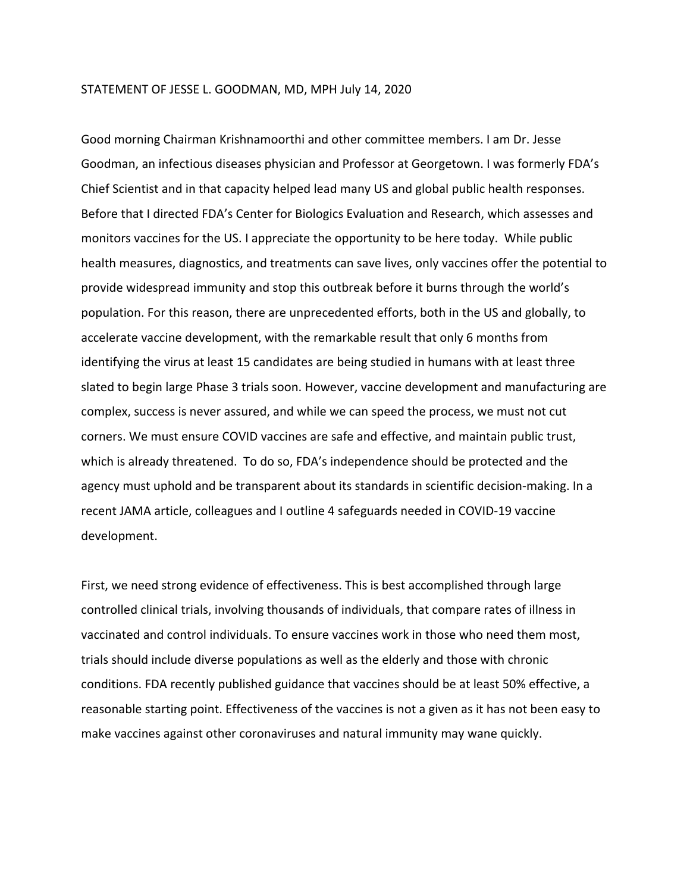STATEMENT OF JESSE L. GOODMAN, MD, MPH July 14, 2020

Good morning Chairman Krishnamoorthi and other committee members. I am Dr. Jesse Goodman, an infectious diseases physician and Professor at Georgetown. I was formerly FDA's Chief Scientist and in that capacity helped lead many US and global public health responses. Before that I directed FDA's Center for Biologics Evaluation and Research, which assesses and monitors vaccines for the US. I appreciate the opportunity to be here today. While public health measures, diagnostics, and treatments can save lives, only vaccines offer the potential to provide widespread immunity and stop this outbreak before it burns through the world's population. For this reason, there are unprecedented efforts, both in the US and globally, to accelerate vaccine development, with the remarkable result that only 6 months from identifying the virus at least 15 candidates are being studied in humans with at least three slated to begin large Phase 3 trials soon. However, vaccine development and manufacturing are complex, success is never assured, and while we can speed the process, we must not cut corners. We must ensure COVID vaccines are safe and effective, and maintain public trust, which is already threatened. To do so, FDA's independence should be protected and the agency must uphold and be transparent about its standards in scientific decision-making. In a recent JAMA article, colleagues and I outline 4 safeguards needed in COVID-19 vaccine development.

First, we need strong evidence of effectiveness. This is best accomplished through large controlled clinical trials, involving thousands of individuals, that compare rates of illness in vaccinated and control individuals. To ensure vaccines work in those who need them most, trials should include diverse populations as well as the elderly and those with chronic conditions. FDA recently published guidance that vaccines should be at least 50% effective, a reasonable starting point. Effectiveness of the vaccines is not a given as it has not been easy to make vaccines against other coronaviruses and natural immunity may wane quickly.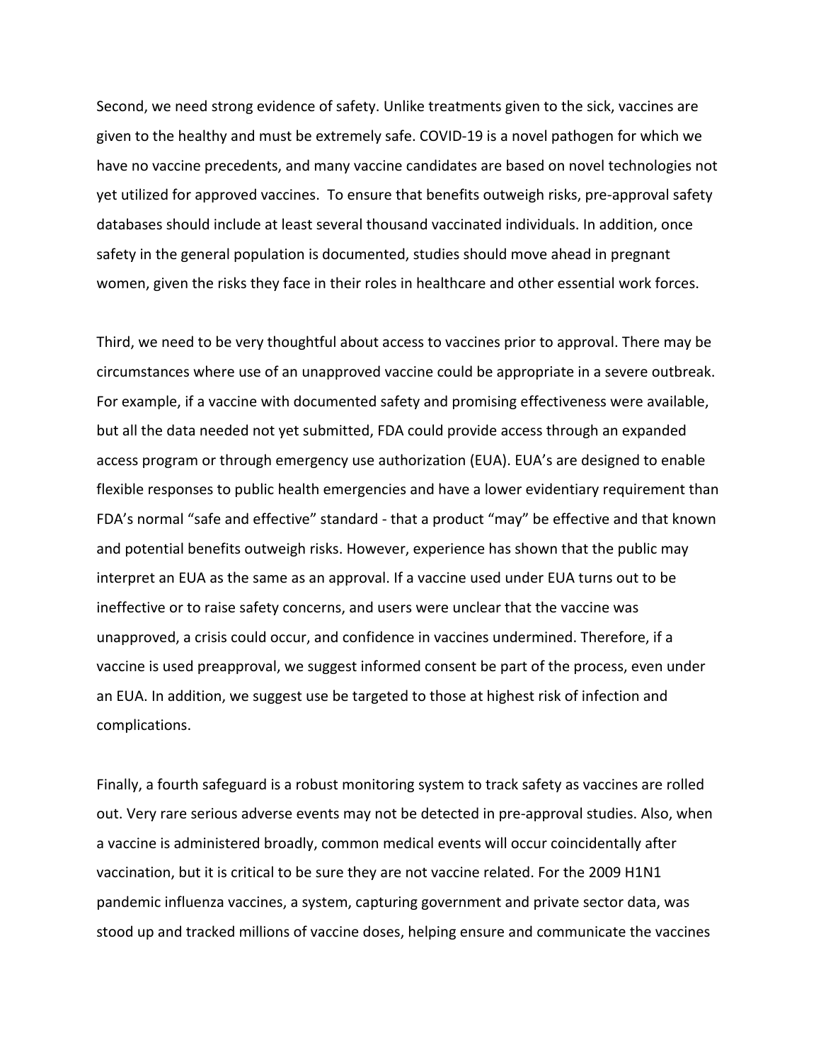Second, we need strong evidence of safety. Unlike treatments given to the sick, vaccines are given to the healthy and must be extremely safe. COVID-19 is a novel pathogen for which we have no vaccine precedents, and many vaccine candidates are based on novel technologies not yet utilized for approved vaccines. To ensure that benefits outweigh risks, pre-approval safety databases should include at least several thousand vaccinated individuals. In addition, once safety in the general population is documented, studies should move ahead in pregnant women, given the risks they face in their roles in healthcare and other essential work forces.

Third, we need to be very thoughtful about access to vaccines prior to approval. There may be circumstances where use of an unapproved vaccine could be appropriate in a severe outbreak. For example, if a vaccine with documented safety and promising effectiveness were available, but all the data needed not yet submitted, FDA could provide access through an expanded access program or through emergency use authorization (EUA). EUA's are designed to enable flexible responses to public health emergencies and have a lower evidentiary requirement than FDA's normal "safe and effective" standard - that a product "may" be effective and that known and potential benefits outweigh risks. However, experience has shown that the public may interpret an EUA as the same as an approval. If a vaccine used under EUA turns out to be ineffective or to raise safety concerns, and users were unclear that the vaccine was unapproved, a crisis could occur, and confidence in vaccines undermined. Therefore, if a vaccine is used preapproval, we suggest informed consent be part of the process, even under an EUA. In addition, we suggest use be targeted to those at highest risk of infection and complications.

Finally, a fourth safeguard is a robust monitoring system to track safety as vaccines are rolled out. Very rare serious adverse events may not be detected in pre-approval studies. Also, when a vaccine is administered broadly, common medical events will occur coincidentally after vaccination, but it is critical to be sure they are not vaccine related. For the 2009 H1N1 pandemic influenza vaccines, a system, capturing government and private sector data, was stood up and tracked millions of vaccine doses, helping ensure and communicate the vaccines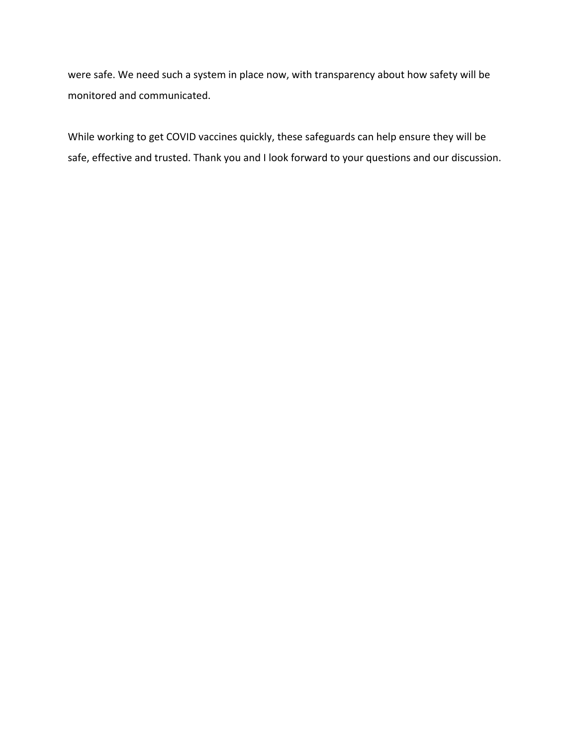were safe. We need such a system in place now, with transparency about how safety will be monitored and communicated.

While working to get COVID vaccines quickly, these safeguards can help ensure they will be safe, effective and trusted. Thank you and I look forward to your questions and our discussion.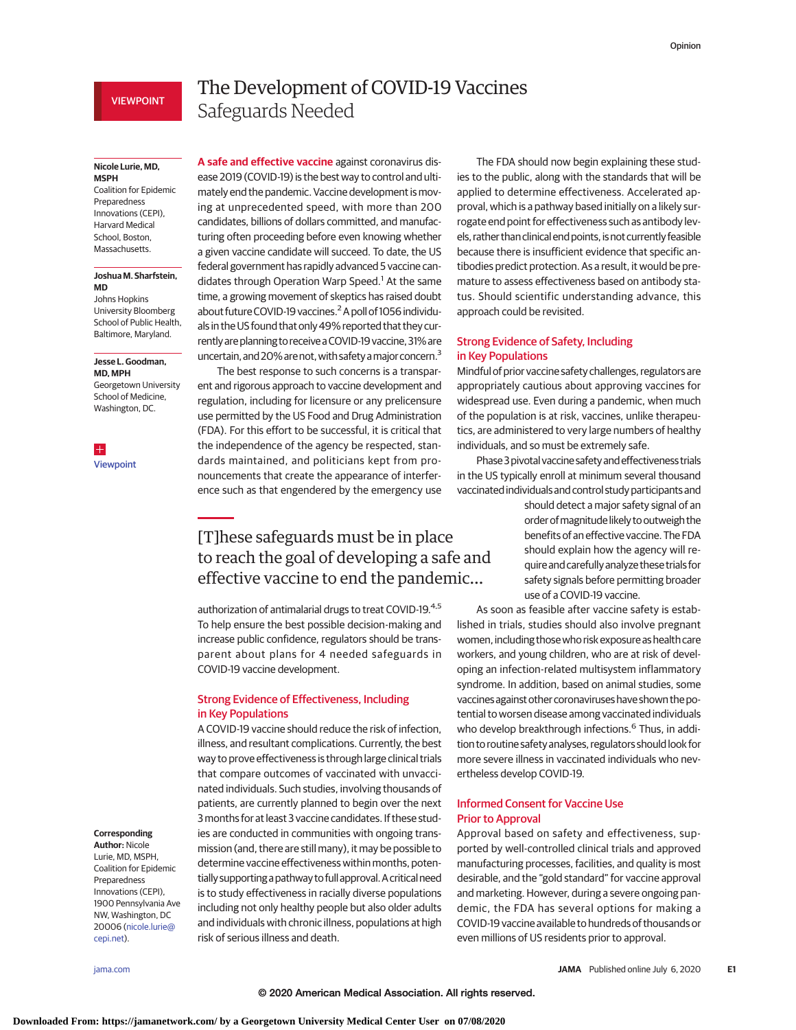VIEWPOINT

# The Development of COVID-19 Vaccines
## Safeguards Needed

**Nicole Lurie, MD, MSPH**
Coalition for Epidemic Preparedness Innovations (CEPI), Harvard Medical School, Boston, Massachusetts.

**Joshua M. Sharfstein, MD**
Johns Hopkins University Bloomberg School of Public Health, Baltimore, Maryland.

**Jesse L. Goodman, MD, MPH**
Georgetown University School of Medicine, Washington, DC.

Viewpoint

**Corresponding Author:** Nicole Lurie, MD, MSPH, Coalition for Epidemic Preparedness Innovations (CEPI), 1900 Pennsylvania Ave NW, Washington, DC 20006 (nicole.lurie@cepi.net).

**A safe and effective vaccine** against coronavirus disease 2019 (COVID-19) is the best way to control and ultimately end the pandemic. Vaccine development is moving at unprecedented speed, with more than 200 candidates, billions of dollars committed, and manufacturing often proceeding before even knowing whether a given vaccine candidate will succeed. To date, the US federal government has rapidly advanced 5 vaccine candidates through Operation Warp Speed.[1] At the same time, a growing movement of skeptics has raised doubt about future COVID-19 vaccines.[2] A poll of 1056 individuals in the US found that only 49% reported that they currently are planning to receive a COVID-19 vaccine, 31% are uncertain, and 20% are not, with safety a major concern.[3]

The best response to such concerns is a transparent and rigorous approach to vaccine development and regulation, including for licensure or any prelicensure use permitted by the US Food and Drug Administration (FDA). For this effort to be successful, it is critical that the independence of the agency be respected, standards maintained, and politicians kept from pronouncements that create the appearance of interference such as that engendered by the emergency use authorization of antimalarial drugs to treat COVID-19.[4,5] To help ensure the best possible decision-making and increase public confidence, regulators should be transparent about plans for 4 needed safeguards in COVID-19 vaccine development.

> [T]hese safeguards must be in place to reach the goal of developing a safe and effective vaccine to end the pandemic...

### Strong Evidence of Effectiveness, Including in Key Populations

A COVID-19 vaccine should reduce the risk of infection, illness, and resultant complications. Currently, the best way to prove effectiveness is through large clinical trials that compare outcomes of vaccinated with unvaccinated individuals. Such studies, involving thousands of patients, are currently planned to begin over the next 3 months for at least 3 vaccine candidates. If these studies are conducted in communities with ongoing transmission (and, there are still many), it may be possible to determine vaccine effectiveness within months, potentially supporting a pathway to full approval. A critical need is to study effectiveness in racially diverse populations including not only healthy people but also older adults and individuals with chronic illness, populations at high risk of serious illness and death.

The FDA should now begin explaining these studies to the public, along with the standards that will be applied to determine effectiveness. Accelerated approval, which is a pathway based initially on a likely surrogate end point for effectiveness such as antibody levels, rather than clinical end points, is not currently feasible because there is insufficient evidence that specific antibodies predict protection. As a result, it would be premature to assess effectiveness based on antibody status. Should scientific understanding advance, this approach could be revisited.

### Strong Evidence of Safety, Including in Key Populations

Mindful of prior vaccine safety challenges, regulators are appropriately cautious about approving vaccines for widespread use. Even during a pandemic, when much of the population is at risk, vaccines, unlike therapeutics, are administered to very large numbers of healthy individuals, and so must be extremely safe.

Phase 3 pivotal vaccine safety and effectiveness trials in the US typically enroll at minimum several thousand vaccinated individuals and control study participants and should detect a major safety signal of an order of magnitude likely to outweigh the benefits of an effective vaccine. The FDA should explain how the agency will require and carefully analyze these trials for safety signals before permitting broader use of a COVID-19 vaccine.

As soon as feasible after vaccine safety is established in trials, studies should also involve pregnant women, including those who risk exposure as health care workers, and young children, who are at risk of developing an infection-related multisystem inflammatory syndrome. In addition, based on animal studies, some vaccines against other coronaviruses have shown the potential to worsen disease among vaccinated individuals who develop breakthrough infections.[6] Thus, in addition to routine safety analyses, regulators should look for more severe illness in vaccinated individuals who nevertheless develop COVID-19.

### Informed Consent for Vaccine Use Prior to Approval

Approval based on safety and effectiveness, supported by well-controlled clinical trials and approved manufacturing processes, facilities, and quality is most desirable, and the "gold standard" for vaccine approval and marketing. However, during a severe ongoing pandemic, the FDA has several options for making a COVID-19 vaccine available to hundreds of thousands or even millions of US residents prior to approval.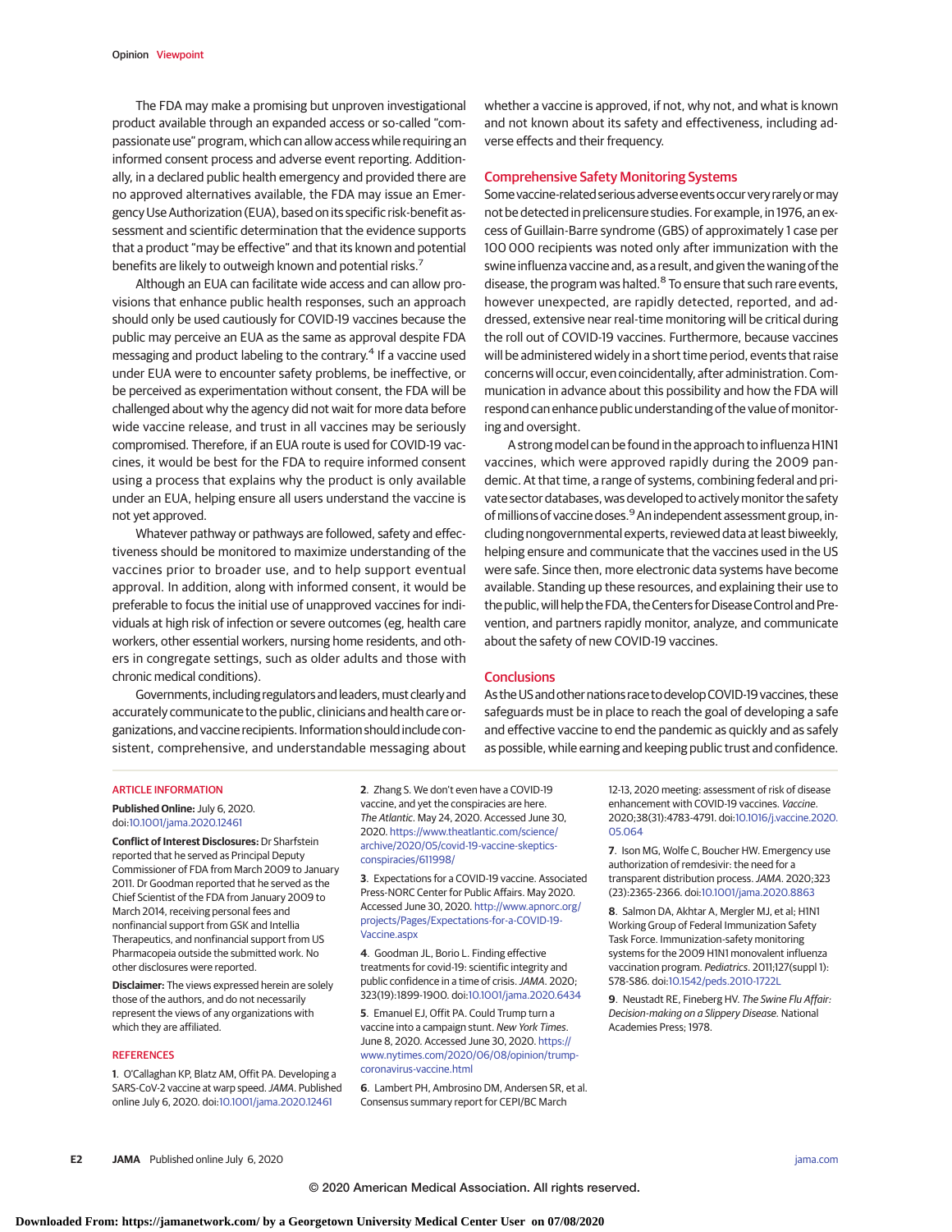The FDA may make a promising but unproven investigational product available through an expanded access or so-called "compassionate use" program, which can allow access while requiring an informed consent process and adverse event reporting. Additionally, in a declared public health emergency and provided there are no approved alternatives available, the FDA may issue an Emergency Use Authorization (EUA), based on its specific risk-benefit assessment and scientific determination that the evidence supports that a product "may be effective" and that its known and potential benefits are likely to outweigh known and potential risks.[7]

Although an EUA can facilitate wide access and can allow provisions that enhance public health responses, such an approach should only be used cautiously for COVID-19 vaccines because the public may perceive an EUA as the same as approval despite FDA messaging and product labeling to the contrary.[4] If a vaccine used under EUA were to encounter safety problems, be ineffective, or be perceived as experimentation without consent, the FDA will be challenged about why the agency did not wait for more data before wide vaccine release, and trust in all vaccines may be seriously compromised. Therefore, if an EUA route is used for COVID-19 vaccines, it would be best for the FDA to require informed consent using a process that explains why the product is only available under an EUA, helping ensure all users understand the vaccine is not yet approved.

Whatever pathway or pathways are followed, safety and effectiveness should be monitored to maximize understanding of the vaccines prior to broader use, and to help support eventual approval. In addition, along with informed consent, it would be preferable to focus the initial use of unapproved vaccines for individuals at high risk of infection or severe outcomes (eg, health care workers, other essential workers, nursing home residents, and others in congregate settings, such as older adults and those with chronic medical conditions).

Governments, including regulators and leaders, must clearly and accurately communicate to the public, clinicians and health care organizations, and vaccine recipients. Information should include consistent, comprehensive, and understandable messaging about whether a vaccine is approved, if not, why not, and what is known and not known about its safety and effectiveness, including adverse effects and their frequency.

## Comprehensive Safety Monitoring Systems

Some vaccine-related serious adverse events occur very rarely or may not be detected in prelicensure studies. For example, in 1976, an excess of Guillain-Barre syndrome (GBS) of approximately 1 case per 100 000 recipients was noted only after immunization with the swine influenza vaccine and, as a result, and given the waning of the disease, the program was halted.[8] To ensure that such rare events, however unexpected, are rapidly detected, reported, and addressed, extensive near real-time monitoring will be critical during the roll out of COVID-19 vaccines. Furthermore, because vaccines will be administered widely in a short time period, events that raise concerns will occur, even coincidentally, after administration. Communication in advance about this possibility and how the FDA will respond can enhance public understanding of the value of monitoring and oversight.

A strong model can be found in the approach to influenza H1N1 vaccines, which were approved rapidly during the 2009 pandemic. At that time, a range of systems, combining federal and private sector databases, was developed to actively monitor the safety of millions of vaccine doses.[9] An independent assessment group, including nongovernmental experts, reviewed data at least biweekly, helping ensure and communicate that the vaccines used in the US were safe. Since then, more electronic data systems have become available. Standing up these resources, and explaining their use to the public, will help the FDA, the Centers for Disease Control and Prevention, and partners rapidly monitor, analyze, and communicate about the safety of new COVID-19 vaccines.

## Conclusions

As the US and other nations race to develop COVID-19 vaccines, these safeguards must be in place to reach the goal of developing a safe and effective vaccine to end the pandemic as quickly and as safely as possible, while earning and keeping public trust and confidence.

## ARTICLE INFORMATION

**Published Online:** July 6, 2020. doi:10.1001/jama.2020.12461

**Conflict of Interest Disclosures:** Dr Sharfstein reported that he served as Principal Deputy Commissioner of FDA from March 2009 to January 2011. Dr Goodman reported that he served as the Chief Scientist of the FDA from January 2009 to March 2014, receiving personal fees and nonfinancial support from GSK and Intellia Therapeutics, and nonfinancial support from US Pharmacopeia outside the submitted work. No other disclosures were reported.

**Disclaimer:** The views expressed herein are solely those of the authors, and do not necessarily represent the views of any organizations with which they are affiliated.

## REFERENCES

1. O'Callaghan KP, Blatz AM, Offit PA. Developing a SARS-CoV-2 vaccine at warp speed. *JAMA*. Published online July 6, 2020. doi:10.1001/jama.2020.12461

2. Zhang S. We don't even have a COVID-19 vaccine, and yet the conspiracies are here. *The Atlantic*. May 24, 2020. Accessed June 30, 2020. https://www.theatlantic.com/science/archive/2020/05/covid-19-vaccine-skeptics-conspiracies/611998/

3. Expectations for a COVID-19 vaccine. Associated Press-NORC Center for Public Affairs. May 2020. Accessed June 30, 2020. http://www.apnorc.org/projects/Pages/Expectations-for-a-COVID-19-Vaccine.aspx

4. Goodman JL, Borio L. Finding effective treatments for covid-19: scientific integrity and public confidence in a time of crisis. *JAMA*. 2020;323(19):1899-1900. doi:10.1001/jama.2020.6434

5. Emanuel EJ, Offit PA. Could Trump turn a vaccine into a campaign stunt. *New York Times*. June 8, 2020. Accessed June 30, 2020. https://www.nytimes.com/2020/06/08/opinion/trump-coronavirus-vaccine.html

6. Lambert PH, Ambrosino DM, Andersen SR, et al. Consensus summary report for CEPI/BC March 12-13, 2020 meeting: assessment of risk of disease enhancement with COVID-19 vaccines. *Vaccine*. 2020;38(31):4783-4791. doi:10.1016/j.vaccine.2020.05.064

7. Ison MG, Wolfe C, Boucher HW. Emergency use authorization of remdesivir: the need for a transparent distribution process. *JAMA*. 2020;323(23):2365-2366. doi:10.1001/jama.2020.8863

8. Salmon DA, Akhtar A, Mergler MJ, et al; H1N1 Working Group of Federal Immunization Safety Task Force. Immunization-safety monitoring systems for the 2009 H1N1 monovalent influenza vaccination program. *Pediatrics*. 2011;127(suppl 1):S78-S86. doi:10.1542/peds.2010-1722L

9. Neustadt RE, Fineberg HV. *The Swine Flu Affair: Decision-making on a Slippery Disease*. National Academies Press; 1978.